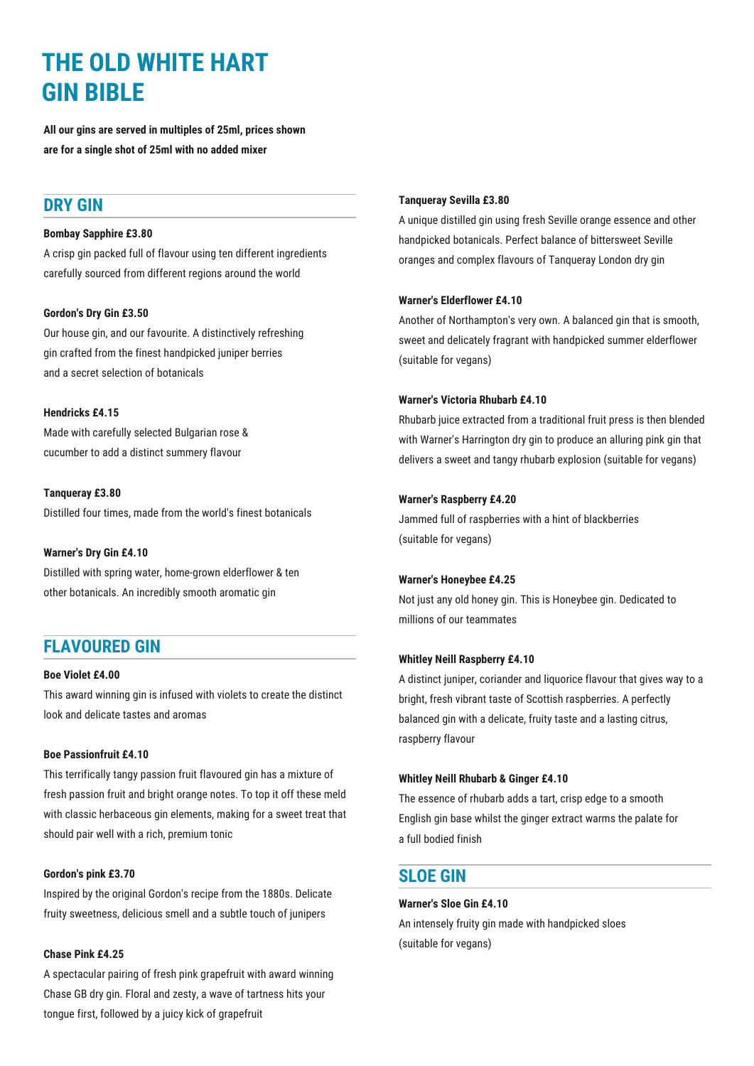# THE OLD WHITE HART GIN BIBLE

**All our gins are served in multiples of 25ml, prices shown are for a single shot of 25ml with no added mixer**

## DRY GIN

**Bombay Sapphire £3.80**

A crisp gin packed full of flavour using ten different ingredients carefully sourced from different regions around the world

**Gordon's Dry Gin £3.50**

Our house gin, and our favourite. A distinctively refreshing gin crafted from the finest handpicked juniper berries and a secret selection of botanicals

**Hendricks £4.15**

Made with carefully selected Bulgarian rose & cucumber to add a distinct summery flavour

**Tanqueray £3.80**

Distilled four times, made from the world's finest botanicals

**Warner's Dry Gin £4.10**

Distilled with spring water, home-grown elderflower & ten other botanicals. An incredibly smooth aromatic gin

## FLAVOURED GIN

**Boe Violet £4.00**

This award winning gin is infused with violets to create the distinct look and delicate tastes and aromas

**Boe Passionfruit £4.10**

This terrifically tangy passion fruit flavoured gin has a mixture of fresh passion fruit and bright orange notes. To top it off these meld with classic herbaceous gin elements, making for a sweet treat that should pair well with a rich, premium tonic

**Gordon's pink £3.70**

Inspired by the original Gordon's recipe from the 1880s. Delicate fruity sweetness, delicious smell and a subtle touch of junipers

**Chase Pink £4.25**

A spectacular pairing of fresh pink grapefruit with award winning Chase GB dry gin. Floral and zesty, a wave of tartness hits your tongue first, followed by a juicy kick of grapefruit

**Tanqueray Sevilla £3.80**

A unique distilled gin using fresh Seville orange essence and other handpicked botanicals. Perfect balance of bittersweet Seville oranges and complex flavours of Tanqueray London dry gin

**Warner's Elderflower £4.10**

Another of Northampton's very own. A balanced gin that is smooth, sweet and delicately fragrant with handpicked summer elderflower (suitable for vegans)

**Warner's Victoria Rhubarb £4.10**

Rhubarb juice extracted from a traditional fruit press is then blended with Warner's Harrington dry gin to produce an alluring pink gin that delivers a sweet and tangy rhubarb explosion (suitable for vegans)

**Warner's Raspberry £4.20**

Jammed full of raspberries with a hint of blackberries (suitable for vegans)

**Warner's Honeybee £4.25**

Not just any old honey gin. This is Honeybee gin. Dedicated to millions of our teammates

**Whitley Neill Raspberry £4.10**

A distinct juniper, coriander and liquorice flavour that gives way to a bright, fresh vibrant taste of Scottish raspberries. A perfectly balanced gin with a delicate, fruity taste and a lasting citrus, raspberry flavour

**Whitley Neill Rhubarb & Ginger £4.10**

The essence of rhubarb adds a tart, crisp edge to a smooth English gin base whilst the ginger extract warms the palate for a full bodied finish

## SLOE GIN

**Warner's Sloe Gin £4.10**

An intensely fruity gin made with handpicked sloes (suitable for vegans)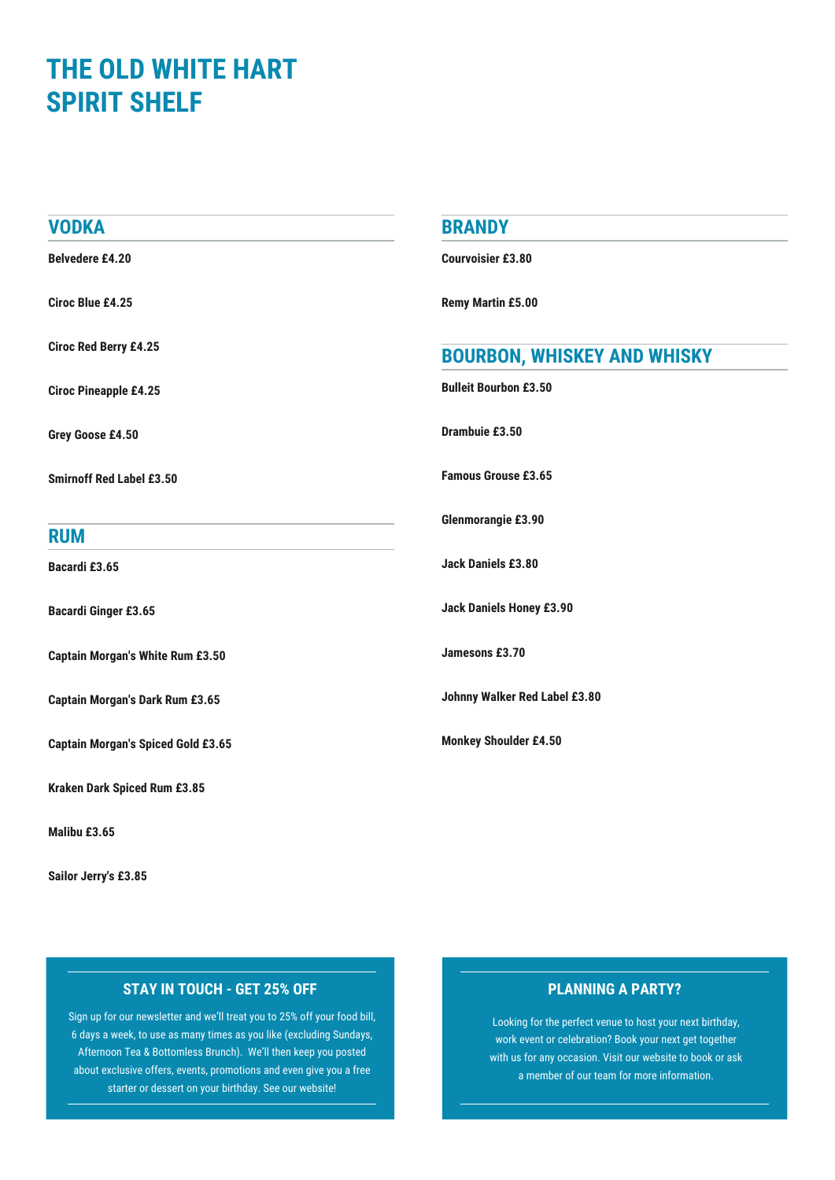# THE OLD WHITE HART SPIRIT SHELF

## VODKA

**Belvedere £4.20**

**Ciroc Blue £4.25**

**Ciroc Red Berry £4.25**

**Ciroc Pineapple £4.25**

**Grey Goose £4.50**

**Smirnoff Red Label £3.50**

## RUM

**Bacardi £3.65**

**Bacardi Ginger £3.65**

**Captain Morgan's White Rum £3.50**

**Captain Morgan's Dark Rum £3.65**

**Captain Morgan's Spiced Gold £3.65**

**Kraken Dark Spiced Rum £3.85**

**Malibu £3.65**

**Sailor Jerry's £3.85**

## BRANDY

**Courvoisier £3.80**

**Remy Martin £5.00**

## BOURBON, WHISKEY AND WHISKY

**Bulleit Bourbon £3.50**

**Drambuie £3.50**

**Famous Grouse £3.65**

**Glenmorangie £3.90**

**Jack Daniels £3.80**

**Jack Daniels Honey £3.90**

**Jamesons £3.70**

**Johnny Walker Red Label £3.80**

**Monkey Shoulder £4.50**

### STAY IN TOUCH - GET 25% OFF

Sign up for our newsletter and we'll treat you to 25% off your food bill, 6 days a week, to use as many times as you like (excluding Sundays, Afternoon Tea & Bottomless Brunch). We'll then keep you posted about exclusive offers, events, promotions and even give you a free starter or dessert on your birthday. See our website!

### PLANNING A PARTY?

Looking for the perfect venue to host your next birthday, work event or celebration? Book your next get together with us for any occasion. Visit our website to book or ask a member of our team for more information.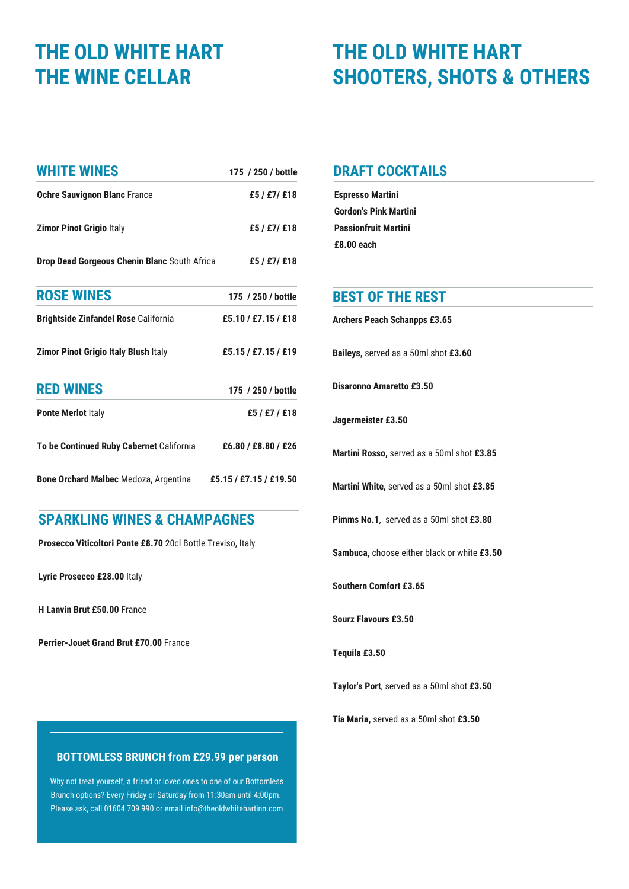# THE OLD WHITE HART
# THE WINE CELLAR

## WHITE WINES

| | 175 / 250 / bottle |
|---|---|
| **Ochre Sauvignon Blanc** France | **£5 / £7/ £18** |
| **Zimor Pinot Grigio** Italy | **£5 / £7/ £18** |
| **Drop Dead Gorgeous Chenin Blanc** South Africa | **£5 / £7/ £18** |

## ROSE WINES

| | 175 / 250 / bottle |
|---|---|
| **Brightside Zinfandel Rose** California | **£5.10 / £7.15 / £18** |
| **Zimor Pinot Grigio Italy Blush** Italy | **£5.15 / £7.15 / £19** |

## RED WINES

| | 175 / 250 / bottle |
|---|---|
| **Ponte Merlot** Italy | **£5 / £7 / £18** |
| **To be Continued Ruby Cabernet** California | **£6.80 / £8.80 / £26** |
| **Bone Orchard Malbec** Medoza, Argentina | **£5.15 / £7.15 / £19.50** |

## SPARKLING WINES & CHAMPAGNES

**Prosecco Viticoltori Ponte £8.70** 20cl Bottle Treviso, Italy

**Lyric Prosecco £28.00** Italy

**H Lanvin Brut £50.00** France

**Perrier-Jouet Grand Brut £70.00** France

### BOTTOMLESS BRUNCH from £29.99 per person

Why not treat yourself, a friend or loved ones to one of our Bottomless Brunch options? Every Friday or Saturday from 11:30am until 4:00pm. Please ask, call 01604 709 990 or email info@theoldwhitehartinn.com

# THE OLD WHITE HART
# SHOOTERS, SHOTS & OTHERS

## DRAFT COCKTAILS

**Espresso Martini**
**Gordon's Pink Martini**
**Passionfruit Martini**
**£8.00 each**

## BEST OF THE REST

**Archers Peach Schanpps £3.65**

**Baileys,** served as a 50ml shot **£3.60**

**Disaronno Amaretto £3.50**

**Jagermeister £3.50**

**Martini Rosso,** served as a 50ml shot **£3.85**

**Martini White,** served as a 50ml shot **£3.85**

**Pimms No.1**, served as a 50ml shot **£3.80**

**Sambuca,** choose either black or white **£3.50**

**Southern Comfort £3.65**

**Sourz Flavours £3.50**

**Tequila £3.50**

**Taylor's Port**, served as a 50ml shot **£3.50**

**Tia Maria,** served as a 50ml shot **£3.50**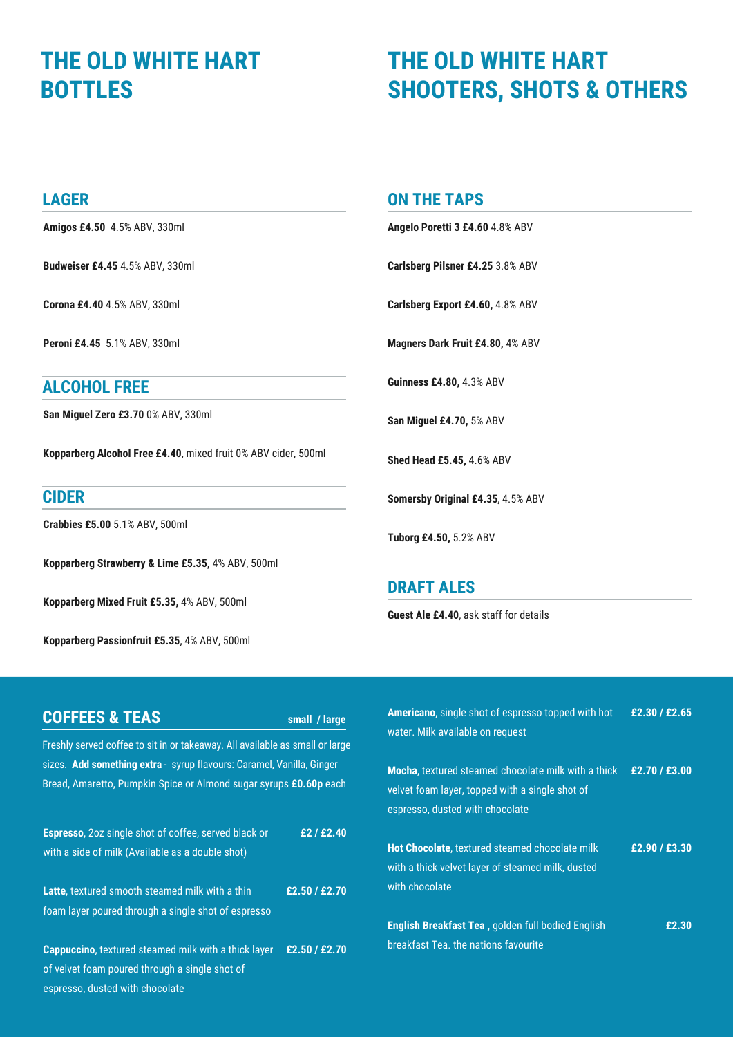# THE OLD WHITE HART BOTTLES

## LAGER

**Amigos £4.50** 4.5% ABV, 330ml

**Budweiser £4.45** 4.5% ABV, 330ml

**Corona £4.40** 4.5% ABV, 330ml

**Peroni £4.45** 5.1% ABV, 330ml

## ALCOHOL FREE

**San Miguel Zero £3.70** 0% ABV, 330ml

**Kopparberg Alcohol Free £4.40**, mixed fruit 0% ABV cider, 500ml

## CIDER

**Crabbies £5.00** 5.1% ABV, 500ml

**Kopparberg Strawberry & Lime £5.35,** 4% ABV, 500ml

**Kopparberg Mixed Fruit £5.35,** 4% ABV, 500ml

**Kopparberg Passionfruit £5.35**, 4% ABV, 500ml

# THE OLD WHITE HART SHOOTERS, SHOTS & OTHERS

## ON THE TAPS

**Angelo Poretti 3 £4.60** 4.8% ABV

**Carlsberg Pilsner £4.25** 3.8% ABV

**Carlsberg Export £4.60,** 4.8% ABV

**Magners Dark Fruit £4.80,** 4% ABV

**Guinness £4.80,** 4.3% ABV

**San Miguel £4.70,** 5% ABV

**Shed Head £5.45,** 4.6% ABV

**Somersby Original £4.35**, 4.5% ABV

**Tuborg £4.50,** 5.2% ABV

## DRAFT ALES

**Guest Ale £4.40**, ask staff for details

## COFFEES & TEAS

**small / large**

Freshly served coffee to sit in or takeaway. All available as small or large sizes. **Add something extra** - syrup flavours: Caramel, Vanilla, Ginger Bread, Amaretto, Pumpkin Spice or Almond sugar syrups **£0.60p** each

**Espresso**, 2oz single shot of coffee, served black or with a side of milk (Available as a double shot) **£2 / £2.40**

**Latte**, textured smooth steamed milk with a thin foam layer poured through a single shot of espresso **£2.50 / £2.70**

**Cappuccino**, textured steamed milk with a thick layer of velvet foam poured through a single shot of espresso, dusted with chocolate **£2.50 / £2.70**

**Americano**, single shot of espresso topped with hot water. Milk available on request **£2.30 / £2.65**

**Mocha**, textured steamed chocolate milk with a thick velvet foam layer, topped with a single shot of espresso, dusted with chocolate **£2.70 / £3.00**

**Hot Chocolate**, textured steamed chocolate milk with a thick velvet layer of steamed milk, dusted with chocolate **£2.90 / £3.30**

**English Breakfast Tea ,** golden full bodied English breakfast Tea. the nations favourite **£2.30**